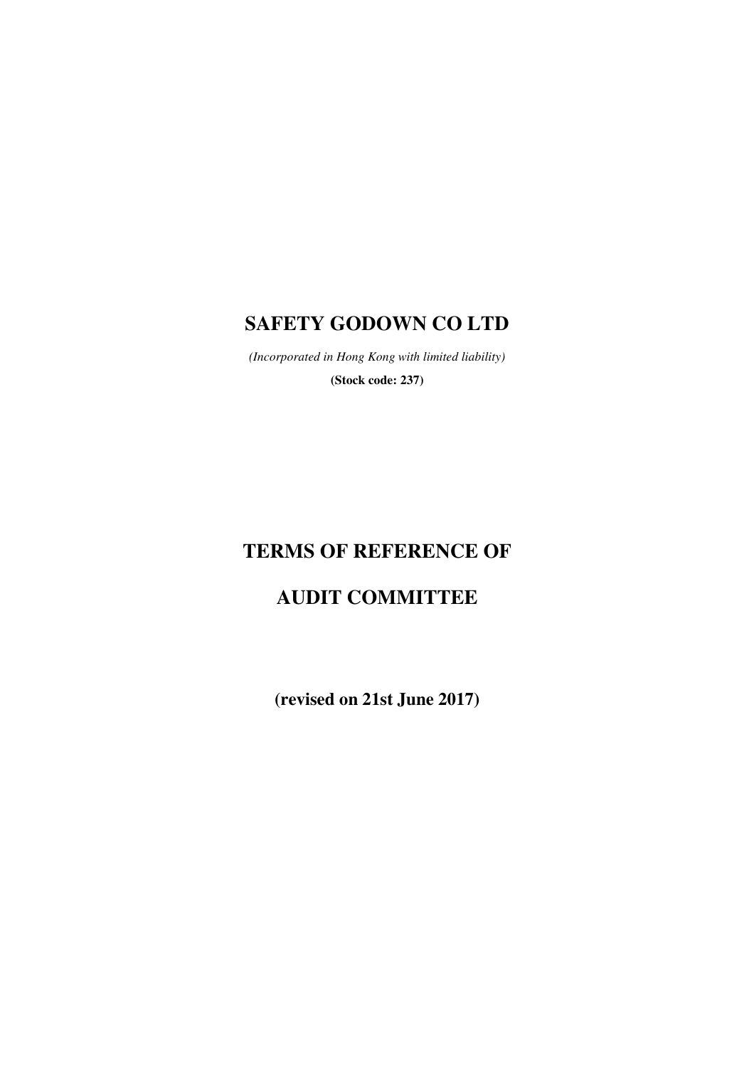# SAFETY GODOWN CO LTD

*(Incorporated in Hong Kong with limited liability)*

**(Stock code: 237)**

# TERMS OF REFERENCE OF

# AUDIT COMMITTEE

**(revised on 21st June 2017)**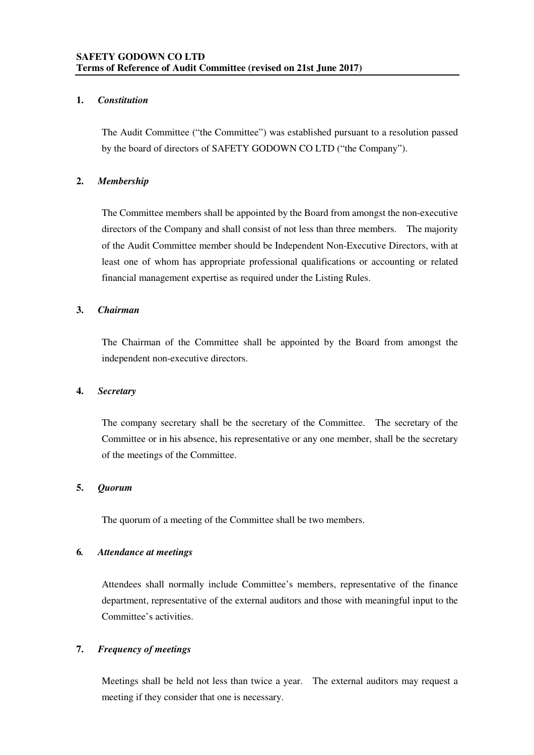**SAFETY GODOWN CO LTD**
**Terms of Reference of Audit Committee (revised on 21st June 2017)**

**1.** ***Constitution***

The Audit Committee ("the Committee") was established pursuant to a resolution passed by the board of directors of SAFETY GODOWN CO LTD ("the Company").

**2.** ***Membership***

The Committee members shall be appointed by the Board from amongst the non-executive directors of the Company and shall consist of not less than three members. The majority of the Audit Committee member should be Independent Non-Executive Directors, with at least one of whom has appropriate professional qualifications or accounting or related financial management expertise as required under the Listing Rules.

**3.** ***Chairman***

The Chairman of the Committee shall be appointed by the Board from amongst the independent non-executive directors.

**4.** ***Secretary***

The company secretary shall be the secretary of the Committee. The secretary of the Committee or in his absence, his representative or any one member, shall be the secretary of the meetings of the Committee.

**5.** ***Quorum***

The quorum of a meeting of the Committee shall be two members.

**6.** ***Attendance at meetings***

Attendees shall normally include Committee's members, representative of the finance department, representative of the external auditors and those with meaningful input to the Committee's activities.

**7.** ***Frequency of meetings***

Meetings shall be held not less than twice a year. The external auditors may request a meeting if they consider that one is necessary.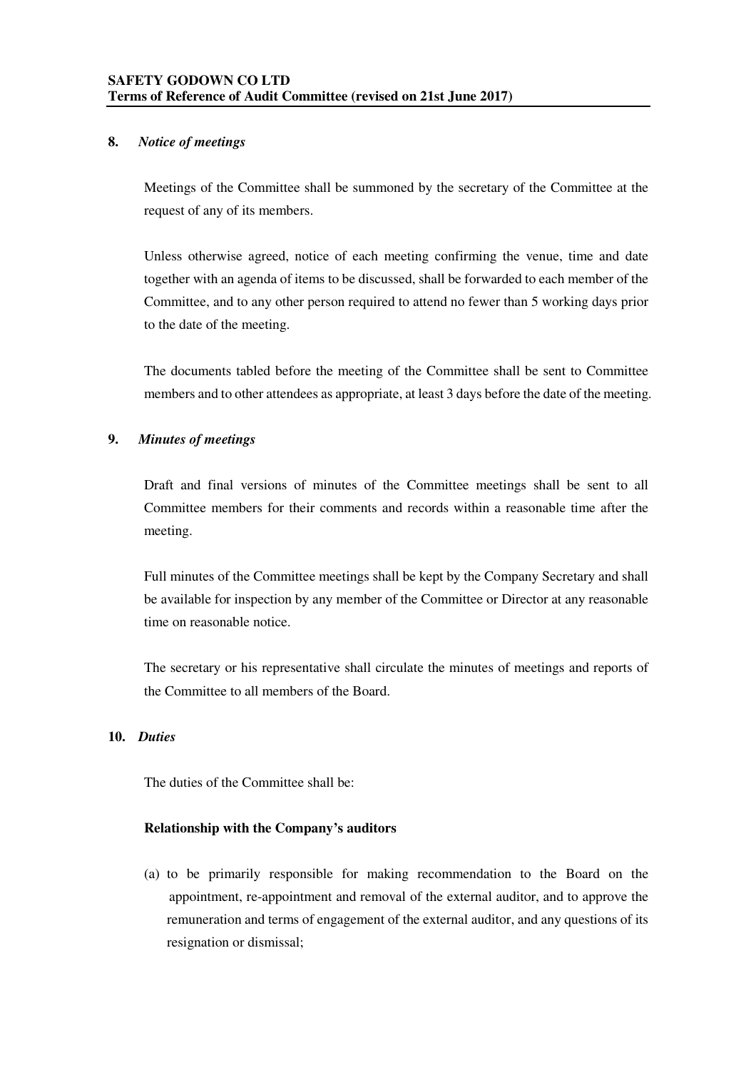**8.** ***Notice of meetings***

Meetings of the Committee shall be summoned by the secretary of the Committee at the request of any of its members.

Unless otherwise agreed, notice of each meeting confirming the venue, time and date together with an agenda of items to be discussed, shall be forwarded to each member of the Committee, and to any other person required to attend no fewer than 5 working days prior to the date of the meeting.

The documents tabled before the meeting of the Committee shall be sent to Committee members and to other attendees as appropriate, at least 3 days before the date of the meeting.

**9.** ***Minutes of meetings***

Draft and final versions of minutes of the Committee meetings shall be sent to all Committee members for their comments and records within a reasonable time after the meeting.

Full minutes of the Committee meetings shall be kept by the Company Secretary and shall be available for inspection by any member of the Committee or Director at any reasonable time on reasonable notice.

The secretary or his representative shall circulate the minutes of meetings and reports of the Committee to all members of the Board.

**10.** ***Duties***

The duties of the Committee shall be:

**Relationship with the Company's auditors**

(a) to be primarily responsible for making recommendation to the Board on the appointment, re-appointment and removal of the external auditor, and to approve the remuneration and terms of engagement of the external auditor, and any questions of its resignation or dismissal;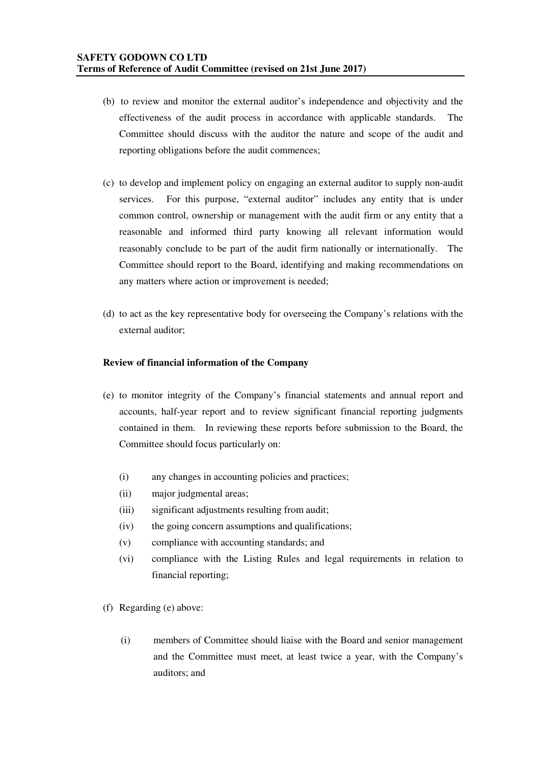(b) to review and monitor the external auditor's independence and objectivity and the effectiveness of the audit process in accordance with applicable standards. The Committee should discuss with the auditor the nature and scope of the audit and reporting obligations before the audit commences;

(c) to develop and implement policy on engaging an external auditor to supply non-audit services. For this purpose, "external auditor" includes any entity that is under common control, ownership or management with the audit firm or any entity that a reasonable and informed third party knowing all relevant information would reasonably conclude to be part of the audit firm nationally or internationally. The Committee should report to the Board, identifying and making recommendations on any matters where action or improvement is needed;

(d) to act as the key representative body for overseeing the Company's relations with the external auditor;

**Review of financial information of the Company**

(e) to monitor integrity of the Company's financial statements and annual report and accounts, half-year report and to review significant financial reporting judgments contained in them. In reviewing these reports before submission to the Board, the Committee should focus particularly on:

- (i) any changes in accounting policies and practices;
- (ii) major judgmental areas;
- (iii) significant adjustments resulting from audit;
- (iv) the going concern assumptions and qualifications;
- (v) compliance with accounting standards; and
- (vi) compliance with the Listing Rules and legal requirements in relation to financial reporting;

(f) Regarding (e) above:

- (i) members of Committee should liaise with the Board and senior management and the Committee must meet, at least twice a year, with the Company's auditors; and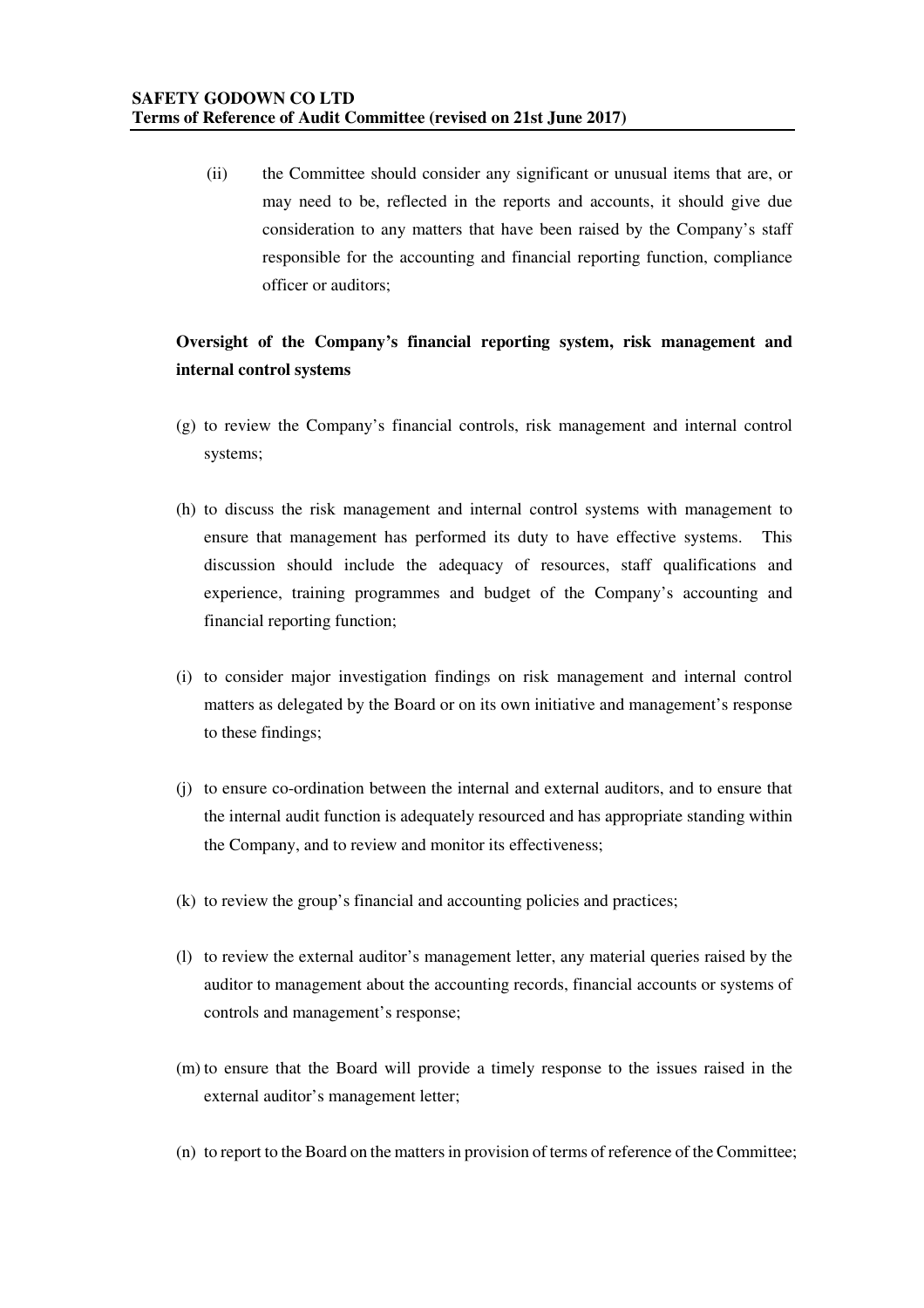(ii) the Committee should consider any significant or unusual items that are, or may need to be, reflected in the reports and accounts, it should give due consideration to any matters that have been raised by the Company's staff responsible for the accounting and financial reporting function, compliance officer or auditors;

**Oversight of the Company's financial reporting system, risk management and internal control systems**

(g) to review the Company's financial controls, risk management and internal control systems;

(h) to discuss the risk management and internal control systems with management to ensure that management has performed its duty to have effective systems. This discussion should include the adequacy of resources, staff qualifications and experience, training programmes and budget of the Company's accounting and financial reporting function;

(i) to consider major investigation findings on risk management and internal control matters as delegated by the Board or on its own initiative and management's response to these findings;

(j) to ensure co-ordination between the internal and external auditors, and to ensure that the internal audit function is adequately resourced and has appropriate standing within the Company, and to review and monitor its effectiveness;

(k) to review the group's financial and accounting policies and practices;

(l) to review the external auditor's management letter, any material queries raised by the auditor to management about the accounting records, financial accounts or systems of controls and management's response;

(m) to ensure that the Board will provide a timely response to the issues raised in the external auditor's management letter;

(n) to report to the Board on the matters in provision of terms of reference of the Committee;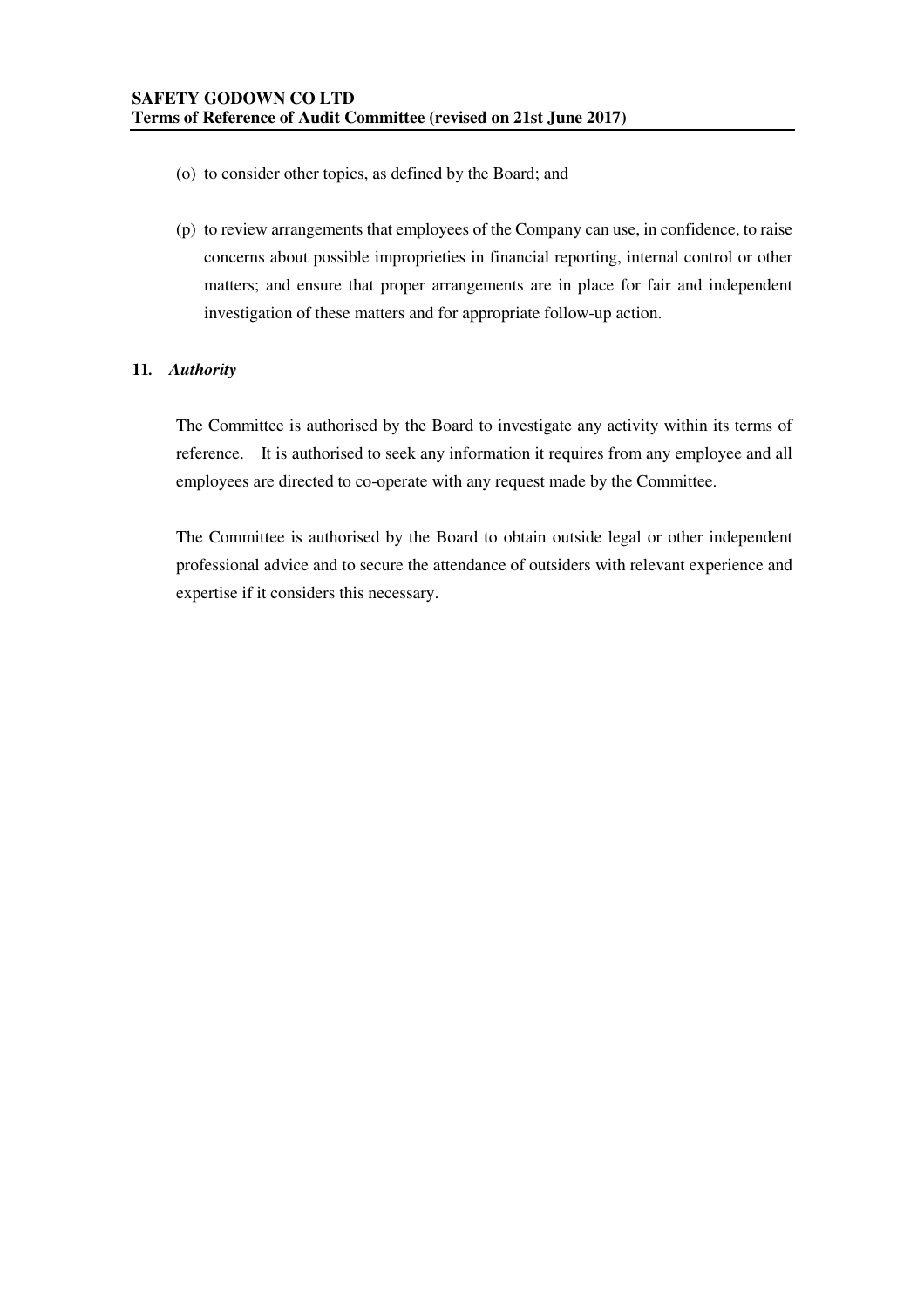(o) to consider other topics, as defined by the Board; and

(p) to review arrangements that employees of the Company can use, in confidence, to raise concerns about possible improprieties in financial reporting, internal control or other matters; and ensure that proper arrangements are in place for fair and independent investigation of these matters and for appropriate follow-up action.

**11.** ***Authority***

The Committee is authorised by the Board to investigate any activity within its terms of reference. It is authorised to seek any information it requires from any employee and all employees are directed to co-operate with any request made by the Committee.

The Committee is authorised by the Board to obtain outside legal or other independent professional advice and to secure the attendance of outsiders with relevant experience and expertise if it considers this necessary.